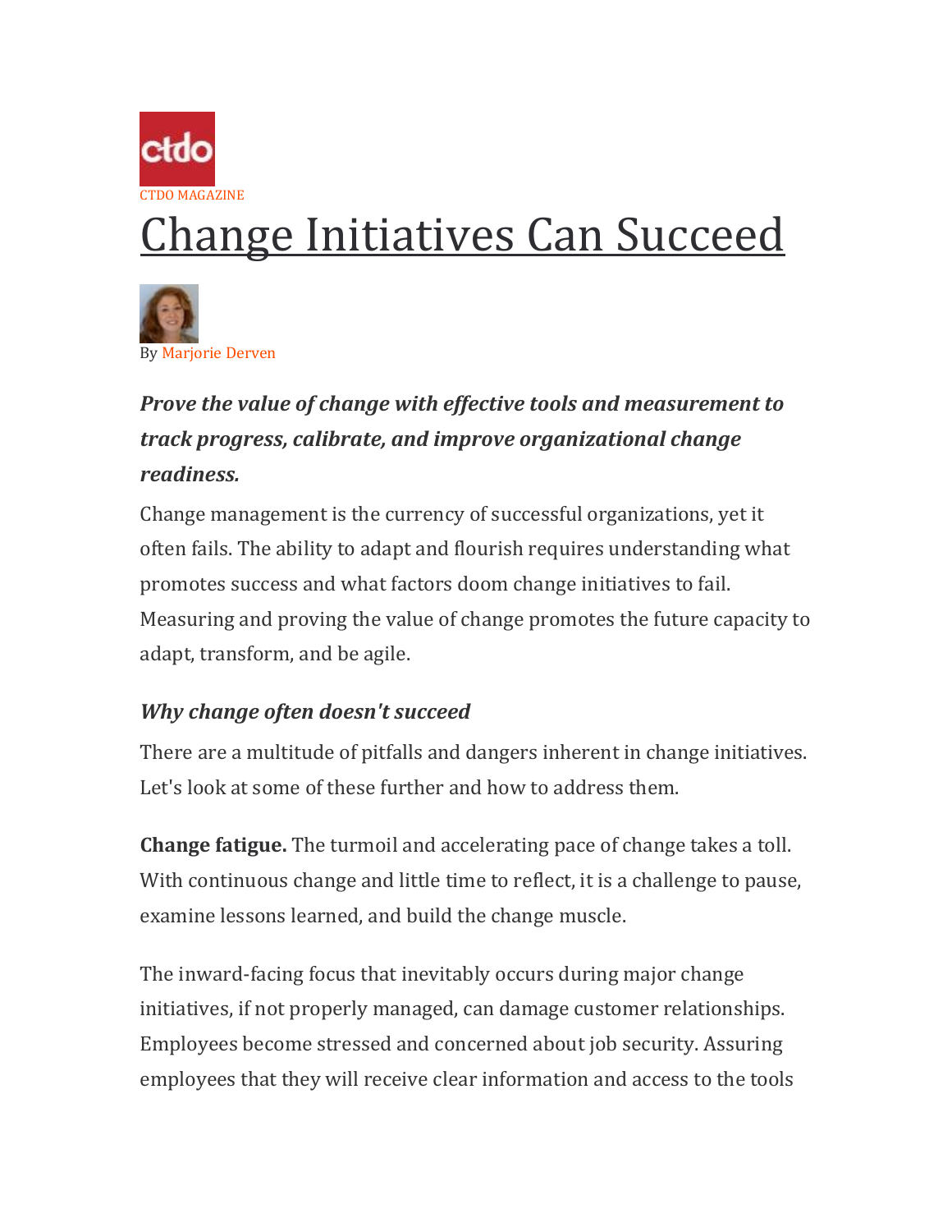CTDO MAGAZINE

# Change Initiatives Can Succeed

By Marjorie Derven

***Prove the value of change with effective tools and measurement to track progress, calibrate, and improve organizational change readiness.***

Change management is the currency of successful organizations, yet it often fails. The ability to adapt and flourish requires understanding what promotes success and what factors doom change initiatives to fail. Measuring and proving the value of change promotes the future capacity to adapt, transform, and be agile.

### *Why change often doesn't succeed*

There are a multitude of pitfalls and dangers inherent in change initiatives. Let's look at some of these further and how to address them.

**Change fatigue.** The turmoil and accelerating pace of change takes a toll. With continuous change and little time to reflect, it is a challenge to pause, examine lessons learned, and build the change muscle.

The inward-facing focus that inevitably occurs during major change initiatives, if not properly managed, can damage customer relationships. Employees become stressed and concerned about job security. Assuring employees that they will receive clear information and access to the tools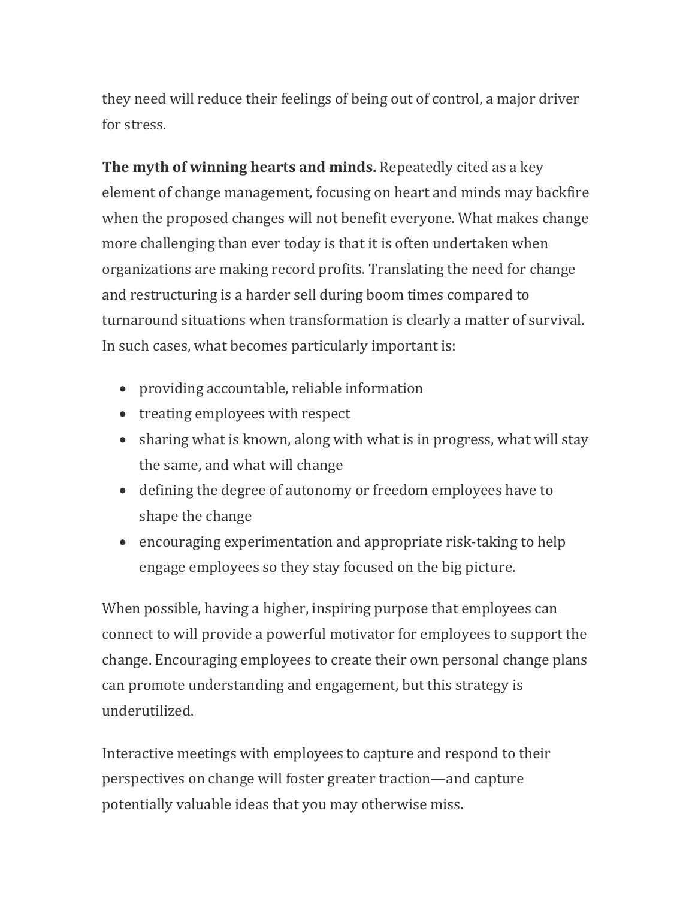they need will reduce their feelings of being out of control, a major driver for stress.

**The myth of winning hearts and minds.** Repeatedly cited as a key element of change management, focusing on heart and minds may backfire when the proposed changes will not benefit everyone. What makes change more challenging than ever today is that it is often undertaken when organizations are making record profits. Translating the need for change and restructuring is a harder sell during boom times compared to turnaround situations when transformation is clearly a matter of survival. In such cases, what becomes particularly important is:

- providing accountable, reliable information
- treating employees with respect
- sharing what is known, along with what is in progress, what will stay the same, and what will change
- defining the degree of autonomy or freedom employees have to shape the change
- encouraging experimentation and appropriate risk-taking to help engage employees so they stay focused on the big picture.

When possible, having a higher, inspiring purpose that employees can connect to will provide a powerful motivator for employees to support the change. Encouraging employees to create their own personal change plans can promote understanding and engagement, but this strategy is underutilized.

Interactive meetings with employees to capture and respond to their perspectives on change will foster greater traction—and capture potentially valuable ideas that you may otherwise miss.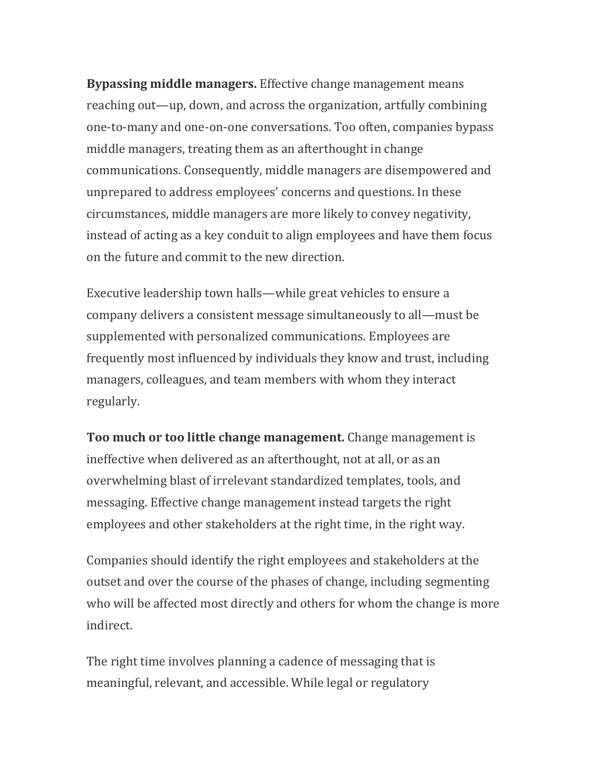**Bypassing middle managers.** Effective change management means reaching out—up, down, and across the organization, artfully combining one-to-many and one-on-one conversations. Too often, companies bypass middle managers, treating them as an afterthought in change communications. Consequently, middle managers are disempowered and unprepared to address employees' concerns and questions. In these circumstances, middle managers are more likely to convey negativity, instead of acting as a key conduit to align employees and have them focus on the future and commit to the new direction.

Executive leadership town halls—while great vehicles to ensure a company delivers a consistent message simultaneously to all—must be supplemented with personalized communications. Employees are frequently most influenced by individuals they know and trust, including managers, colleagues, and team members with whom they interact regularly.

**Too much or too little change management.** Change management is ineffective when delivered as an afterthought, not at all, or as an overwhelming blast of irrelevant standardized templates, tools, and messaging. Effective change management instead targets the right employees and other stakeholders at the right time, in the right way.

Companies should identify the right employees and stakeholders at the outset and over the course of the phases of change, including segmenting who will be affected most directly and others for whom the change is more indirect.

The right time involves planning a cadence of messaging that is meaningful, relevant, and accessible. While legal or regulatory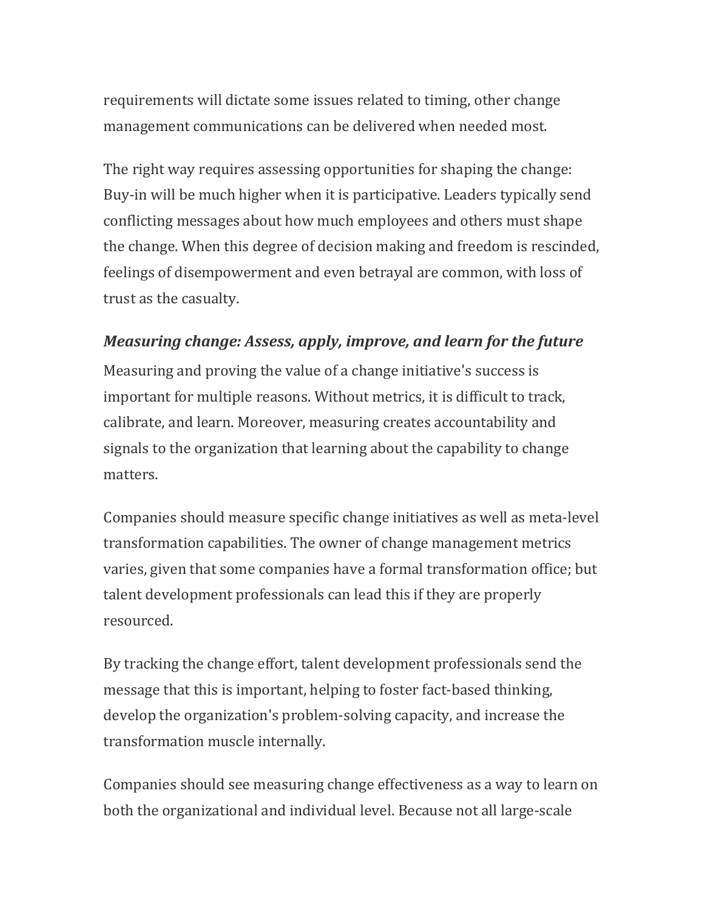requirements will dictate some issues related to timing, other change management communications can be delivered when needed most.

The right way requires assessing opportunities for shaping the change: Buy-in will be much higher when it is participative. Leaders typically send conflicting messages about how much employees and others must shape the change. When this degree of decision making and freedom is rescinded, feelings of disempowerment and even betrayal are common, with loss of trust as the casualty.

***Measuring change: Assess, apply, improve, and learn for the future***

Measuring and proving the value of a change initiative's success is important for multiple reasons. Without metrics, it is difficult to track, calibrate, and learn. Moreover, measuring creates accountability and signals to the organization that learning about the capability to change matters.

Companies should measure specific change initiatives as well as meta-level transformation capabilities. The owner of change management metrics varies, given that some companies have a formal transformation office; but talent development professionals can lead this if they are properly resourced.

By tracking the change effort, talent development professionals send the message that this is important, helping to foster fact-based thinking, develop the organization's problem-solving capacity, and increase the transformation muscle internally.

Companies should see measuring change effectiveness as a way to learn on both the organizational and individual level. Because not all large-scale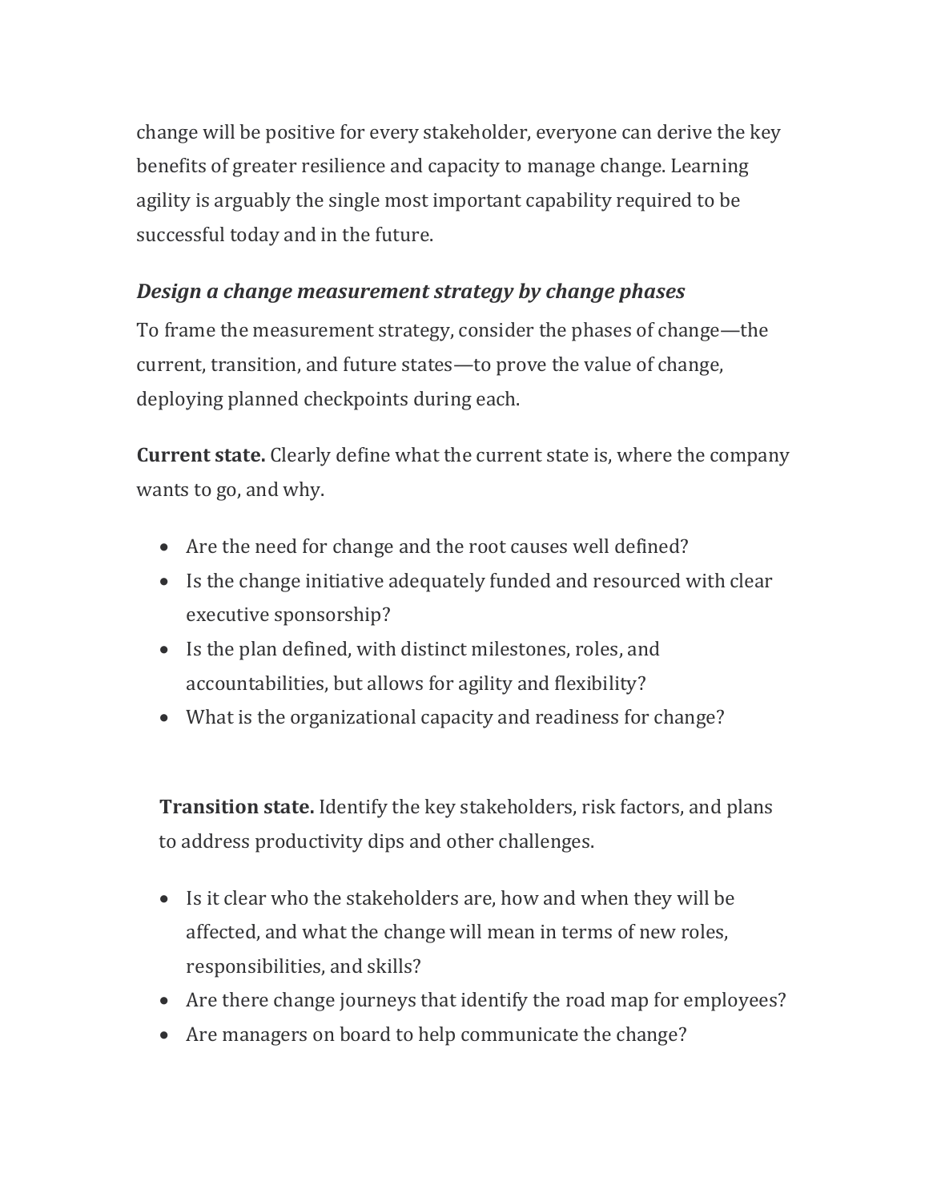change will be positive for every stakeholder, everyone can derive the key benefits of greater resilience and capacity to manage change. Learning agility is arguably the single most important capability required to be successful today and in the future.

### *Design a change measurement strategy by change phases*

To frame the measurement strategy, consider the phases of change—the current, transition, and future states—to prove the value of change, deploying planned checkpoints during each.

**Current state.** Clearly define what the current state is, where the company wants to go, and why.

- Are the need for change and the root causes well defined?
- Is the change initiative adequately funded and resourced with clear executive sponsorship?
- Is the plan defined, with distinct milestones, roles, and accountabilities, but allows for agility and flexibility?
- What is the organizational capacity and readiness for change?

**Transition state.** Identify the key stakeholders, risk factors, and plans to address productivity dips and other challenges.

- Is it clear who the stakeholders are, how and when they will be affected, and what the change will mean in terms of new roles, responsibilities, and skills?
- Are there change journeys that identify the road map for employees?
- Are managers on board to help communicate the change?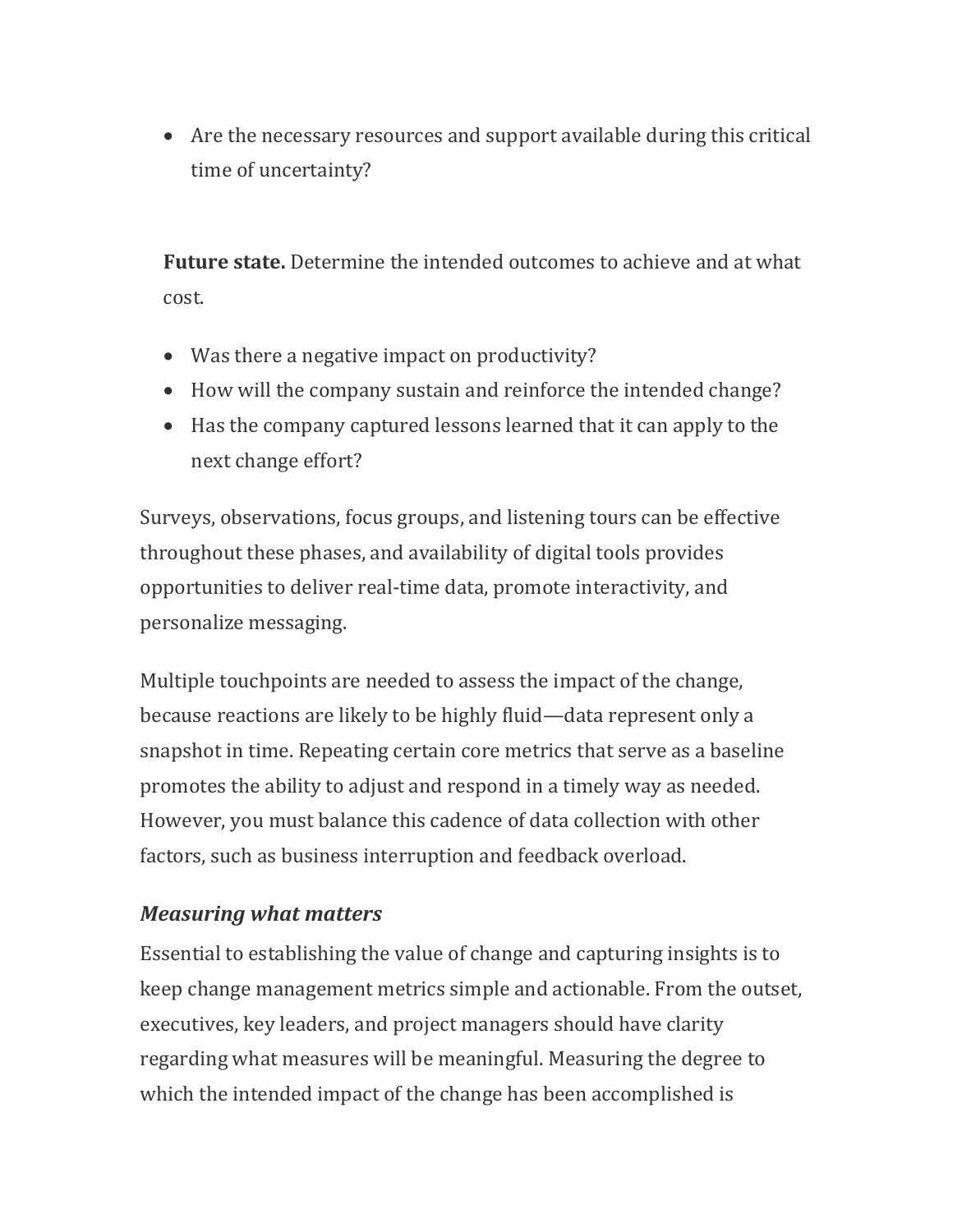- Are the necessary resources and support available during this critical time of uncertainty?

**Future state.** Determine the intended outcomes to achieve and at what cost.

- Was there a negative impact on productivity?
- How will the company sustain and reinforce the intended change?
- Has the company captured lessons learned that it can apply to the next change effort?

Surveys, observations, focus groups, and listening tours can be effective throughout these phases, and availability of digital tools provides opportunities to deliver real-time data, promote interactivity, and personalize messaging.

Multiple touchpoints are needed to assess the impact of the change, because reactions are likely to be highly fluid—data represent only a snapshot in time. Repeating certain core metrics that serve as a baseline promotes the ability to adjust and respond in a timely way as needed. However, you must balance this cadence of data collection with other factors, such as business interruption and feedback overload.

### ***Measuring what matters***

Essential to establishing the value of change and capturing insights is to keep change management metrics simple and actionable. From the outset, executives, key leaders, and project managers should have clarity regarding what measures will be meaningful. Measuring the degree to which the intended impact of the change has been accomplished is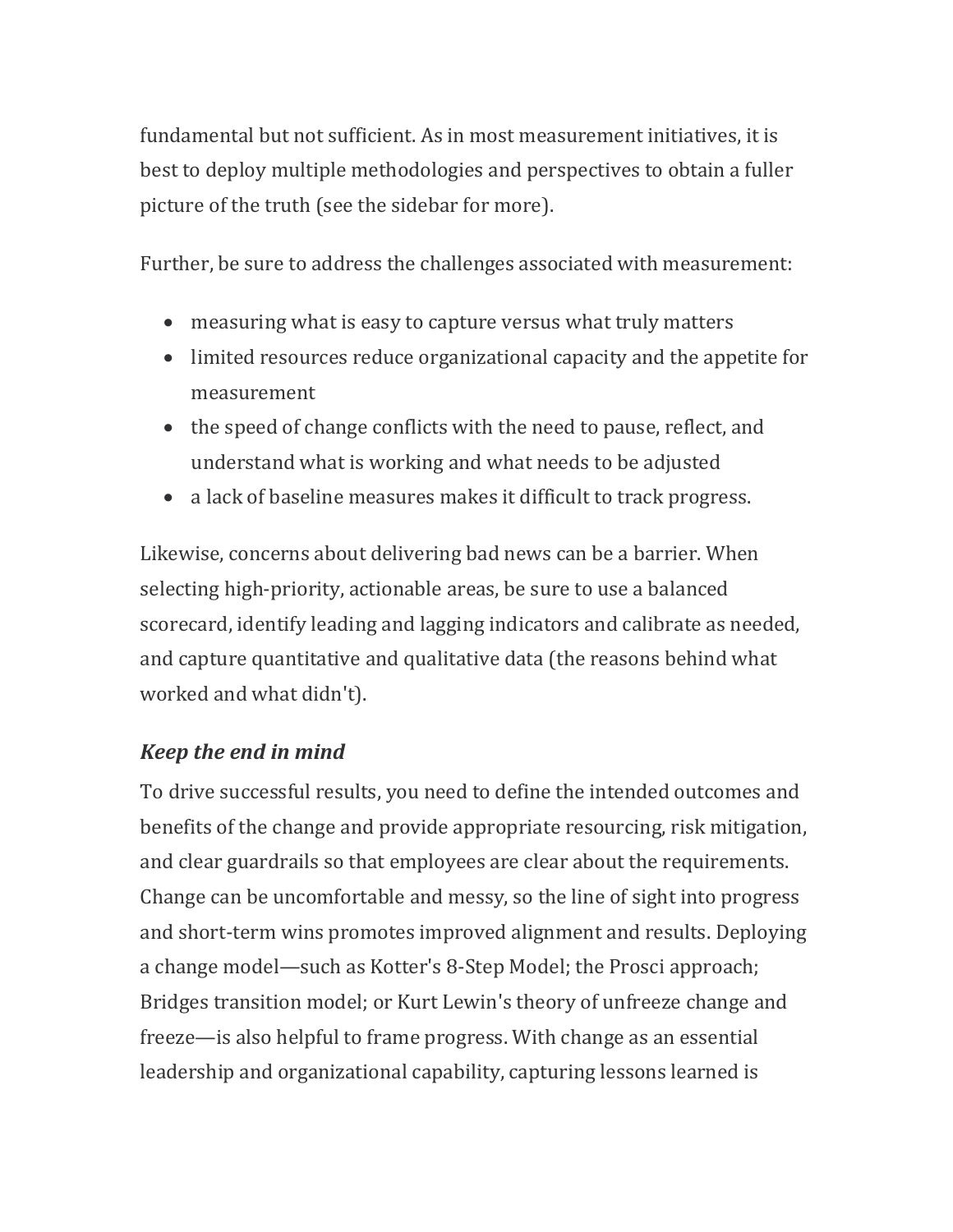fundamental but not sufficient. As in most measurement initiatives, it is best to deploy multiple methodologies and perspectives to obtain a fuller picture of the truth (see the sidebar for more).

Further, be sure to address the challenges associated with measurement:

- measuring what is easy to capture versus what truly matters
- limited resources reduce organizational capacity and the appetite for measurement
- the speed of change conflicts with the need to pause, reflect, and understand what is working and what needs to be adjusted
- a lack of baseline measures makes it difficult to track progress.

Likewise, concerns about delivering bad news can be a barrier. When selecting high-priority, actionable areas, be sure to use a balanced scorecard, identify leading and lagging indicators and calibrate as needed, and capture quantitative and qualitative data (the reasons behind what worked and what didn't).

### *Keep the end in mind*

To drive successful results, you need to define the intended outcomes and benefits of the change and provide appropriate resourcing, risk mitigation, and clear guardrails so that employees are clear about the requirements. Change can be uncomfortable and messy, so the line of sight into progress and short-term wins promotes improved alignment and results. Deploying a change model—such as Kotter's 8-Step Model; the Prosci approach; Bridges transition model; or Kurt Lewin's theory of unfreeze change and freeze—is also helpful to frame progress. With change as an essential leadership and organizational capability, capturing lessons learned is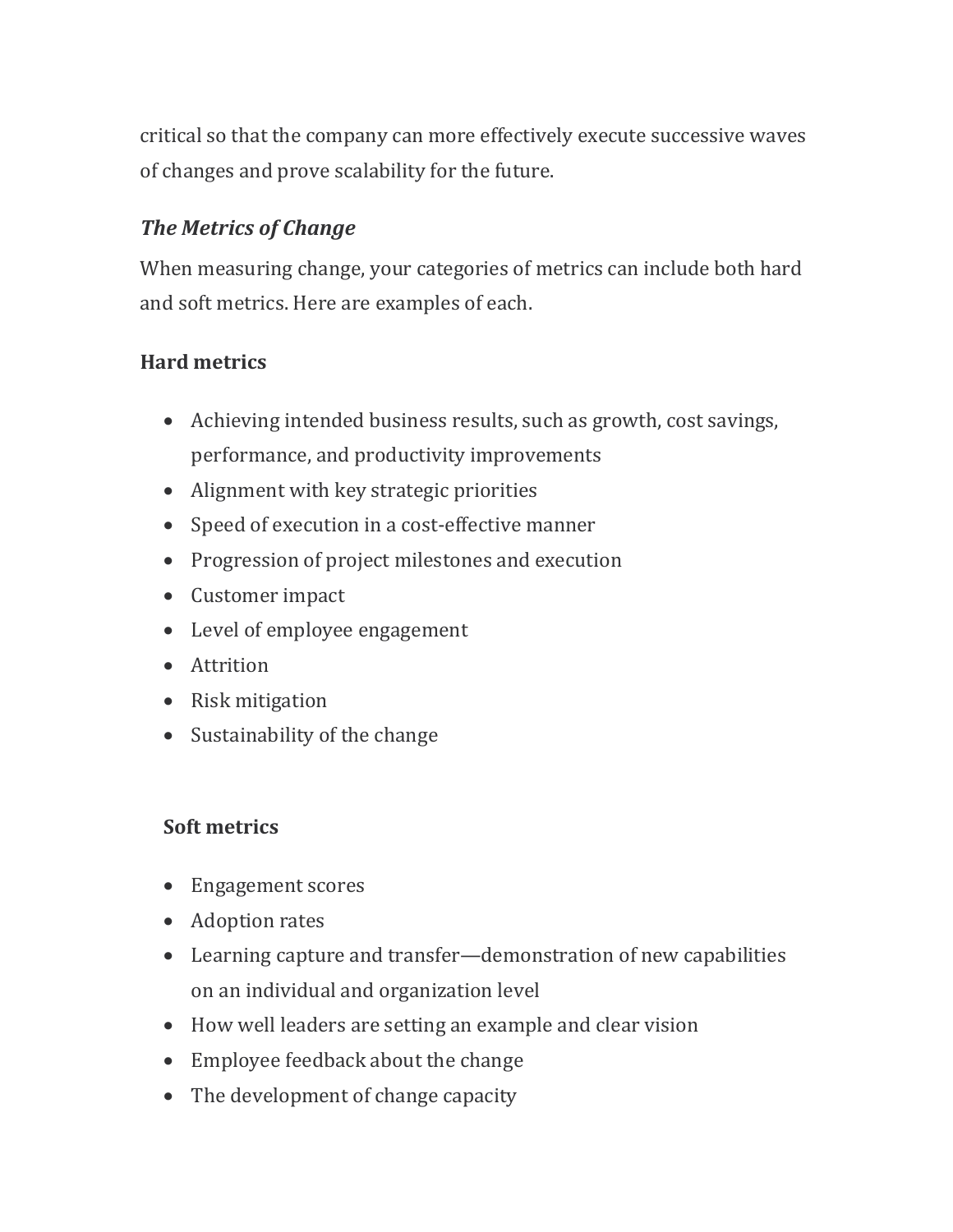critical so that the company can more effectively execute successive waves of changes and prove scalability for the future.

### *The Metrics of Change*

When measuring change, your categories of metrics can include both hard and soft metrics. Here are examples of each.

**Hard metrics**

- Achieving intended business results, such as growth, cost savings, performance, and productivity improvements
- Alignment with key strategic priorities
- Speed of execution in a cost-effective manner
- Progression of project milestones and execution
- Customer impact
- Level of employee engagement
- Attrition
- Risk mitigation
- Sustainability of the change

**Soft metrics**

- Engagement scores
- Adoption rates
- Learning capture and transfer—demonstration of new capabilities on an individual and organization level
- How well leaders are setting an example and clear vision
- Employee feedback about the change
- The development of change capacity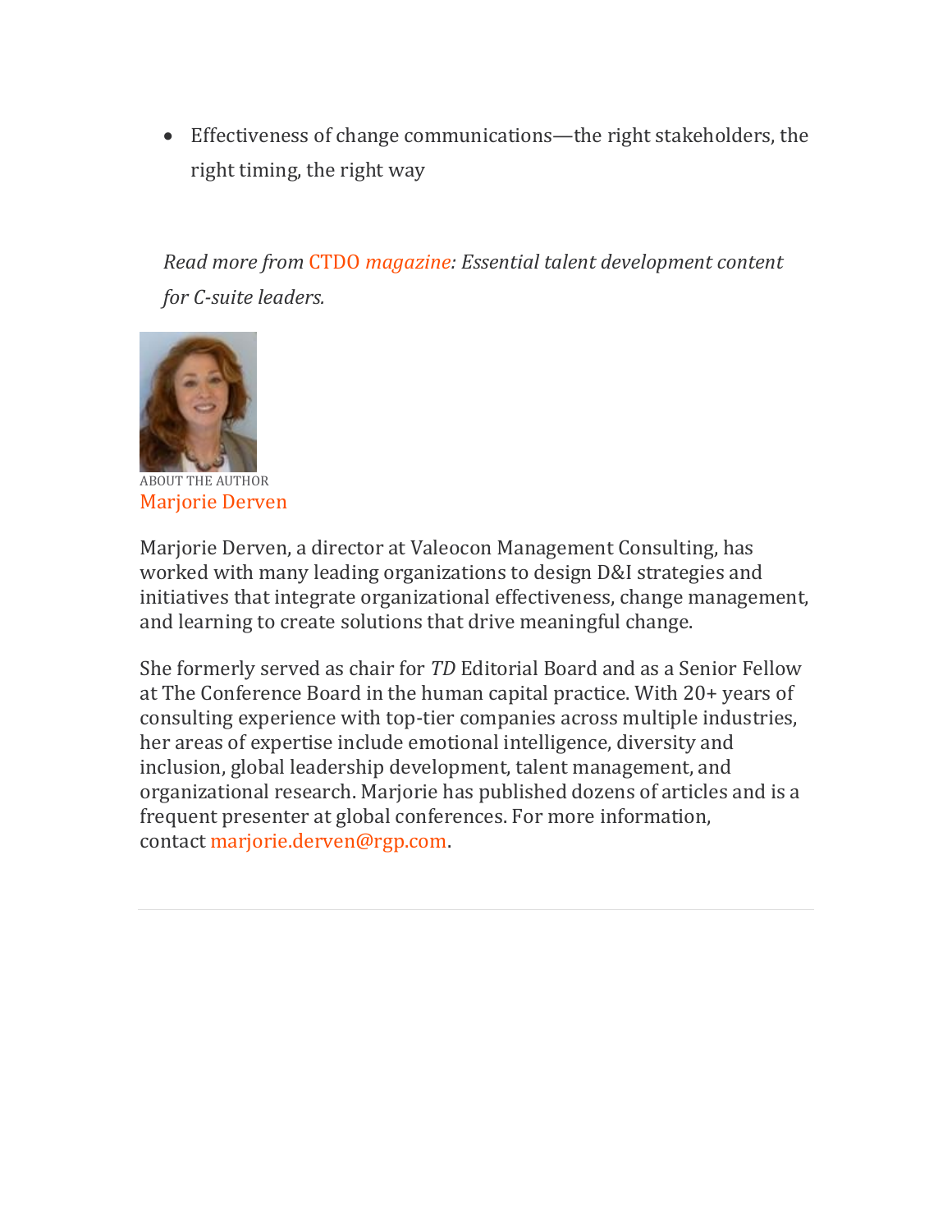- Effectiveness of change communications—the right stakeholders, the right timing, the right way

*Read more from CTDO magazine: Essential talent development content for C-suite leaders.*

ABOUT THE AUTHOR

Marjorie Derven

Marjorie Derven, a director at Valeocon Management Consulting, has worked with many leading organizations to design D&I strategies and initiatives that integrate organizational effectiveness, change management, and learning to create solutions that drive meaningful change.

She formerly served as chair for *TD* Editorial Board and as a Senior Fellow at The Conference Board in the human capital practice. With 20+ years of consulting experience with top-tier companies across multiple industries, her areas of expertise include emotional intelligence, diversity and inclusion, global leadership development, talent management, and organizational research. Marjorie has published dozens of articles and is a frequent presenter at global conferences. For more information, contact marjorie.derven@rgp.com.